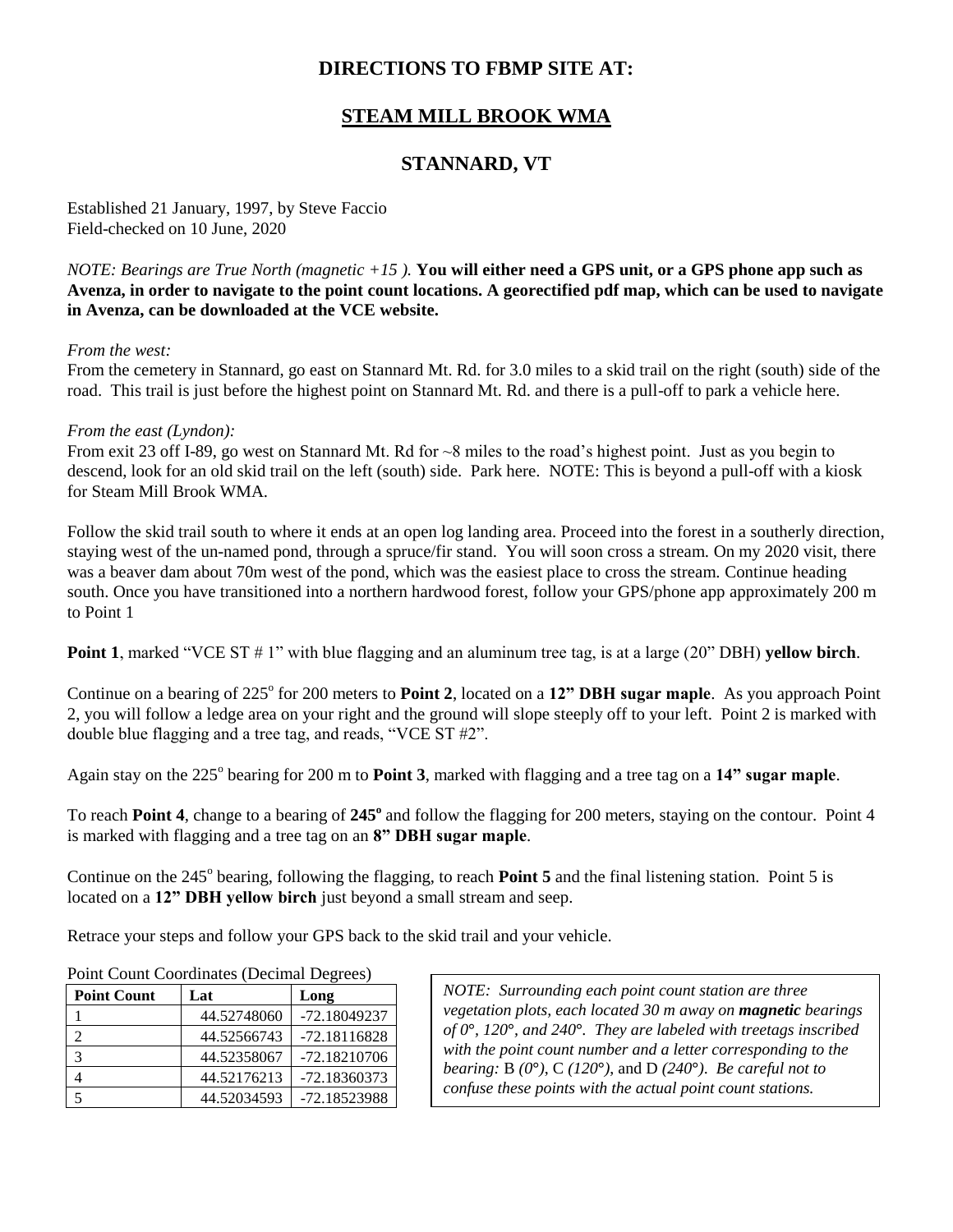# DIRECTIONS TO FBMP SITE AT:

## STEAM MILL BROOK WMA

## STANNARD, VT

Established 21 January, 1997, by Steve Faccio
Field-checked on 10 June, 2020

*NOTE: Bearings are True North (magnetic +15 ).* **You will either need a GPS unit, or a GPS phone app such as Avenza, in order to navigate to the point count locations. A georectified pdf map, which can be used to navigate in Avenza, can be downloaded at the VCE website.**

*From the west:*
From the cemetery in Stannard, go east on Stannard Mt. Rd. for 3.0 miles to a skid trail on the right (south) side of the road. This trail is just before the highest point on Stannard Mt. Rd. and there is a pull-off to park a vehicle here.

*From the east (Lyndon):*
From exit 23 off I-89, go west on Stannard Mt. Rd for ~8 miles to the road's highest point. Just as you begin to descend, look for an old skid trail on the left (south) side. Park here. NOTE: This is beyond a pull-off with a kiosk for Steam Mill Brook WMA.

Follow the skid trail south to where it ends at an open log landing area. Proceed into the forest in a southerly direction, staying west of the un-named pond, through a spruce/fir stand. You will soon cross a stream. On my 2020 visit, there was a beaver dam about 70m west of the pond, which was the easiest place to cross the stream. Continue heading south. Once you have transitioned into a northern hardwood forest, follow your GPS/phone app approximately 200 m to Point 1

**Point 1**, marked "VCE ST # 1" with blue flagging and an aluminum tree tag, is at a large (20" DBH) **yellow birch**.

Continue on a bearing of 225° for 200 meters to **Point 2**, located on a **12" DBH sugar maple**. As you approach Point 2, you will follow a ledge area on your right and the ground will slope steeply off to your left. Point 2 is marked with double blue flagging and a tree tag, and reads, "VCE ST #2".

Again stay on the 225° bearing for 200 m to **Point 3**, marked with flagging and a tree tag on a **14" sugar maple**.

To reach **Point 4**, change to a bearing of **245°** and follow the flagging for 200 meters, staying on the contour. Point 4 is marked with flagging and a tree tag on an **8" DBH sugar maple**.

Continue on the 245° bearing, following the flagging, to reach **Point 5** and the final listening station. Point 5 is located on a **12" DBH yellow birch** just beyond a small stream and seep.

Retrace your steps and follow your GPS back to the skid trail and your vehicle.

Point Count Coordinates (Decimal Degrees)

| Point Count | Lat | Long |
|---|---|---|
| 1 | 44.52748060 | -72.18049237 |
| 2 | 44.52566743 | -72.18116828 |
| 3 | 44.52358067 | -72.18210706 |
| 4 | 44.52176213 | -72.18360373 |
| 5 | 44.52034593 | -72.18523988 |

*NOTE: Surrounding each point count station are three vegetation plots, each located 30 m away on* ***magnetic*** *bearings of 0°, 120°, and 240°. They are labeled with treetags inscribed with the point count number and a letter corresponding to the bearing:* B *(0°)*, C *(120°)*, and D *(240°)*. *Be careful not to confuse these points with the actual point count stations.*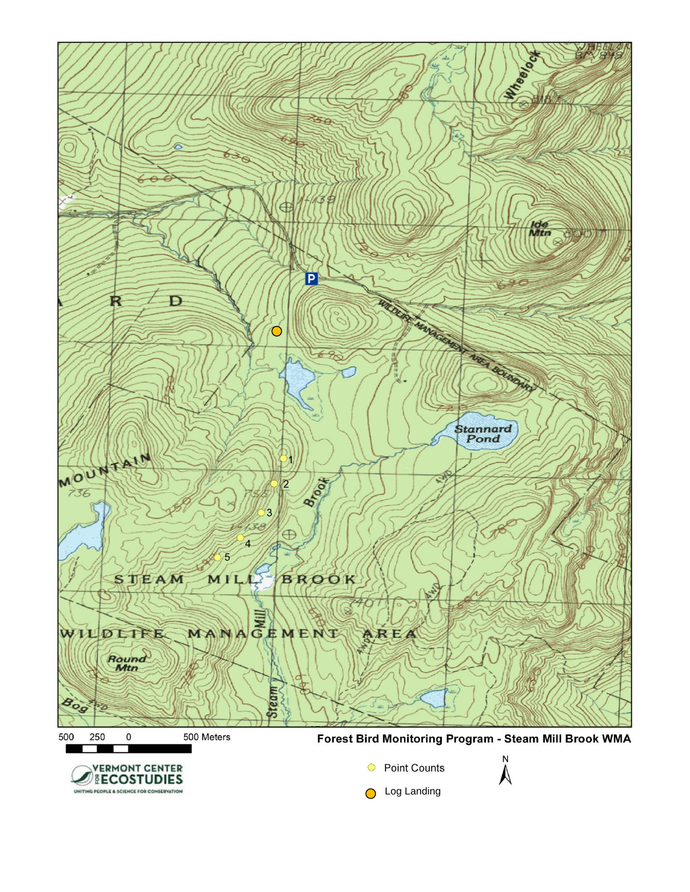Wheelock

Ide Mtn

WILDLIFE MANAGEMENT AREA BOUNDARY

Stannard Pond

MOUNTAIN

Brook

STEAM MILL BROOK

WILDLIFE MANAGEMENT AREA

Round Mtn

Steam Mill

Bog

P

1
2
3
4
5

500 250 0 500 Meters

**Forest Bird Monitoring Program - Steam Mill Brook WMA**

VERMONT CENTER FOR ECOSTUDIES
UNITING PEOPLE & SCIENCE FOR CONSERVATION

Point Counts

Log Landing

N